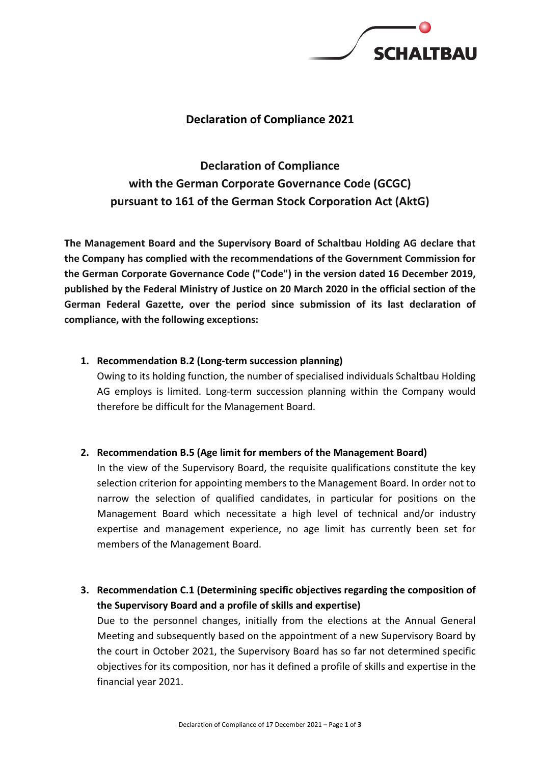# Declaration of Compliance 2021

## Declaration of Compliance with the German Corporate Governance Code (GCGC) pursuant to 161 of the German Stock Corporation Act (AktG)

**The Management Board and the Supervisory Board of Schaltbau Holding AG declare that the Company has complied with the recommendations of the Government Commission for the German Corporate Governance Code ("Code") in the version dated 16 December 2019, published by the Federal Ministry of Justice on 20 March 2020 in the official section of the German Federal Gazette, over the period since submission of its last declaration of compliance, with the following exceptions:**

1. **Recommendation B.2 (Long-term succession planning)**
   Owing to its holding function, the number of specialised individuals Schaltbau Holding AG employs is limited. Long-term succession planning within the Company would therefore be difficult for the Management Board.

2. **Recommendation B.5 (Age limit for members of the Management Board)**
   In the view of the Supervisory Board, the requisite qualifications constitute the key selection criterion for appointing members to the Management Board. In order not to narrow the selection of qualified candidates, in particular for positions on the Management Board which necessitate a high level of technical and/or industry expertise and management experience, no age limit has currently been set for members of the Management Board.

3. **Recommendation C.1 (Determining specific objectives regarding the composition of the Supervisory Board and a profile of skills and expertise)**
   Due to the personnel changes, initially from the elections at the Annual General Meeting and subsequently based on the appointment of a new Supervisory Board by the court in October 2021, the Supervisory Board has so far not determined specific objectives for its composition, nor has it defined a profile of skills and expertise in the financial year 2021.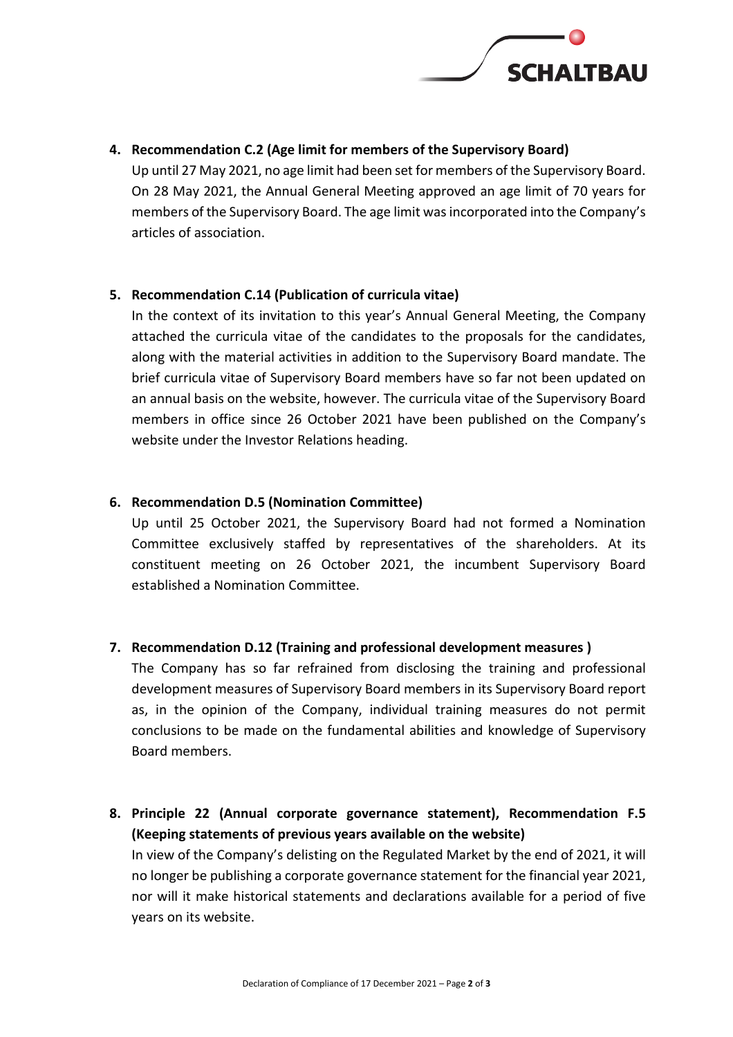4. **Recommendation C.2 (Age limit for members of the Supervisory Board)**
   Up until 27 May 2021, no age limit had been set for members of the Supervisory Board. On 28 May 2021, the Annual General Meeting approved an age limit of 70 years for members of the Supervisory Board. The age limit was incorporated into the Company's articles of association.

5. **Recommendation C.14 (Publication of curricula vitae)**
   In the context of its invitation to this year's Annual General Meeting, the Company attached the curricula vitae of the candidates to the proposals for the candidates, along with the material activities in addition to the Supervisory Board mandate. The brief curricula vitae of Supervisory Board members have so far not been updated on an annual basis on the website, however. The curricula vitae of the Supervisory Board members in office since 26 October 2021 have been published on the Company's website under the Investor Relations heading.

6. **Recommendation D.5 (Nomination Committee)**
   Up until 25 October 2021, the Supervisory Board had not formed a Nomination Committee exclusively staffed by representatives of the shareholders. At its constituent meeting on 26 October 2021, the incumbent Supervisory Board established a Nomination Committee.

7. **Recommendation D.12 (Training and professional development measures )**
   The Company has so far refrained from disclosing the training and professional development measures of Supervisory Board members in its Supervisory Board report as, in the opinion of the Company, individual training measures do not permit conclusions to be made on the fundamental abilities and knowledge of Supervisory Board members.

8. **Principle 22 (Annual corporate governance statement), Recommendation F.5 (Keeping statements of previous years available on the website)**
   In view of the Company's delisting on the Regulated Market by the end of 2021, it will no longer be publishing a corporate governance statement for the financial year 2021, nor will it make historical statements and declarations available for a period of five years on its website.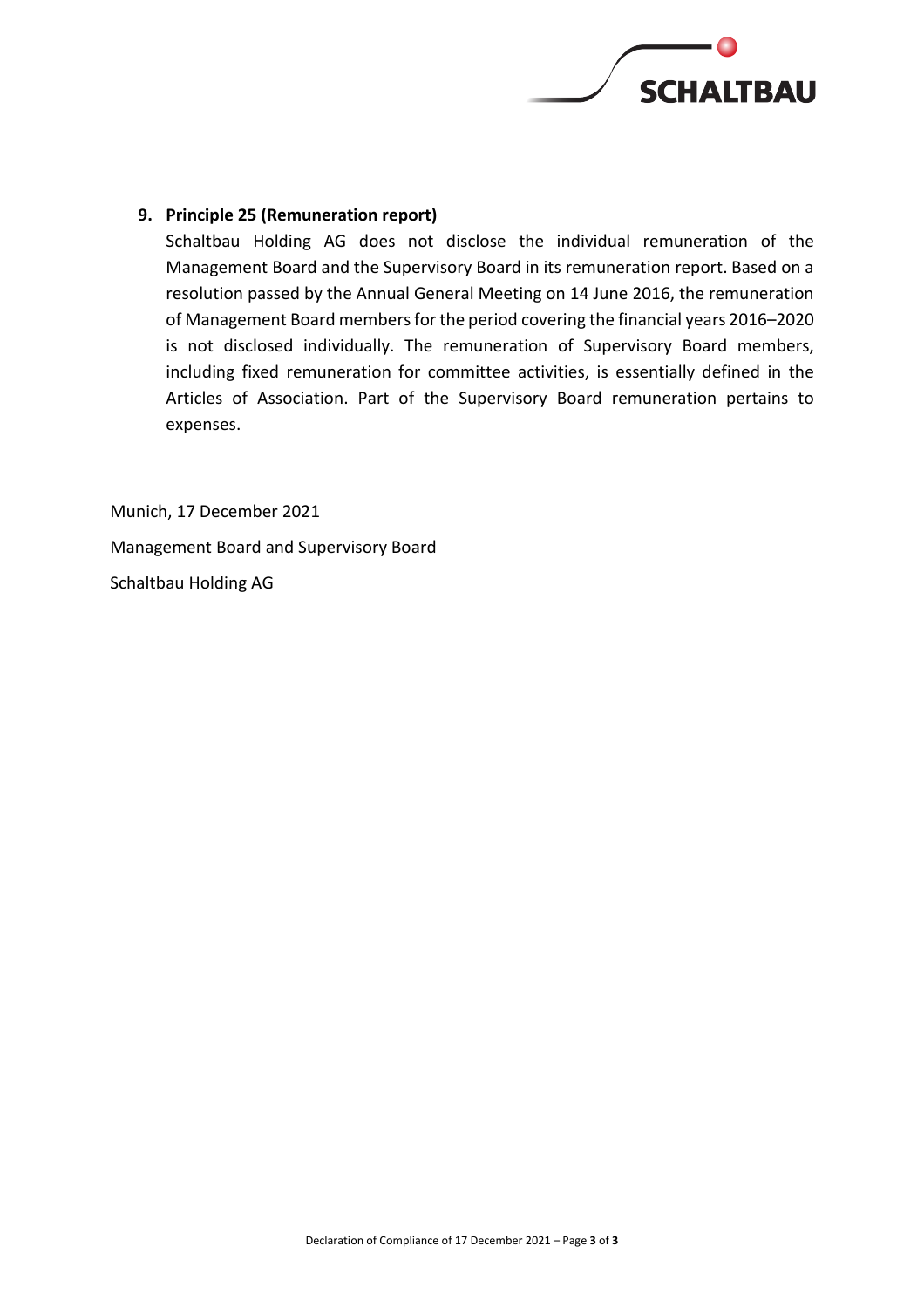9. **Principle 25 (Remuneration report)**

   Schaltbau Holding AG does not disclose the individual remuneration of the Management Board and the Supervisory Board in its remuneration report. Based on a resolution passed by the Annual General Meeting on 14 June 2016, the remuneration of Management Board members for the period covering the financial years 2016–2020 is not disclosed individually. The remuneration of Supervisory Board members, including fixed remuneration for committee activities, is essentially defined in the Articles of Association. Part of the Supervisory Board remuneration pertains to expenses.

Munich, 17 December 2021

Management Board and Supervisory Board

Schaltbau Holding AG